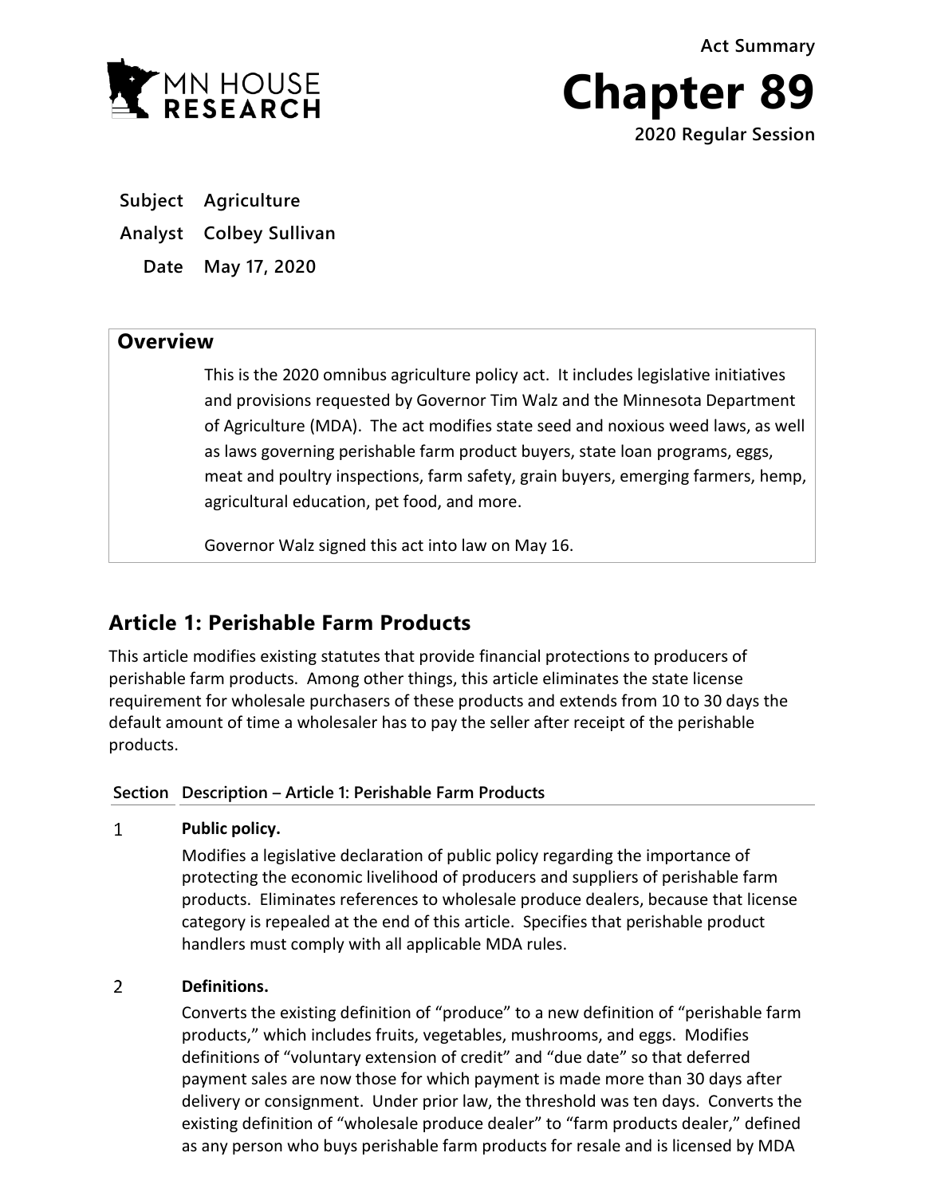MN HOUSE RESEARCH

Act Summary

# Chapter 89

**2020 Regular Session**

| | |
|---|---|
| **Subject** | **Agriculture** |
| **Analyst** | **Colbey Sullivan** |
| **Date** | **May 17, 2020** |

## Overview

This is the 2020 omnibus agriculture policy act. It includes legislative initiatives and provisions requested by Governor Tim Walz and the Minnesota Department of Agriculture (MDA). The act modifies state seed and noxious weed laws, as well as laws governing perishable farm product buyers, state loan programs, eggs, meat and poultry inspections, farm safety, grain buyers, emerging farmers, hemp, agricultural education, pet food, and more.

Governor Walz signed this act into law on May 16.

## Article 1: Perishable Farm Products

This article modifies existing statutes that provide financial protections to producers of perishable farm products. Among other things, this article eliminates the state license requirement for wholesale purchasers of these products and extends from 10 to 30 days the default amount of time a wholesaler has to pay the seller after receipt of the perishable products.

| Section | Description – Article 1: Perishable Farm Products |
|---|---|
| 1 | **Public policy.** Modifies a legislative declaration of public policy regarding the importance of protecting the economic livelihood of producers and suppliers of perishable farm products. Eliminates references to wholesale produce dealers, because that license category is repealed at the end of this article. Specifies that perishable product handlers must comply with all applicable MDA rules. |
| 2 | **Definitions.** Converts the existing definition of "produce" to a new definition of "perishable farm products," which includes fruits, vegetables, mushrooms, and eggs. Modifies definitions of "voluntary extension of credit" and "due date" so that deferred payment sales are now those for which payment is made more than 30 days after delivery or consignment. Under prior law, the threshold was ten days. Converts the existing definition of "wholesale produce dealer" to "farm products dealer," defined as any person who buys perishable farm products for resale and is licensed by MDA |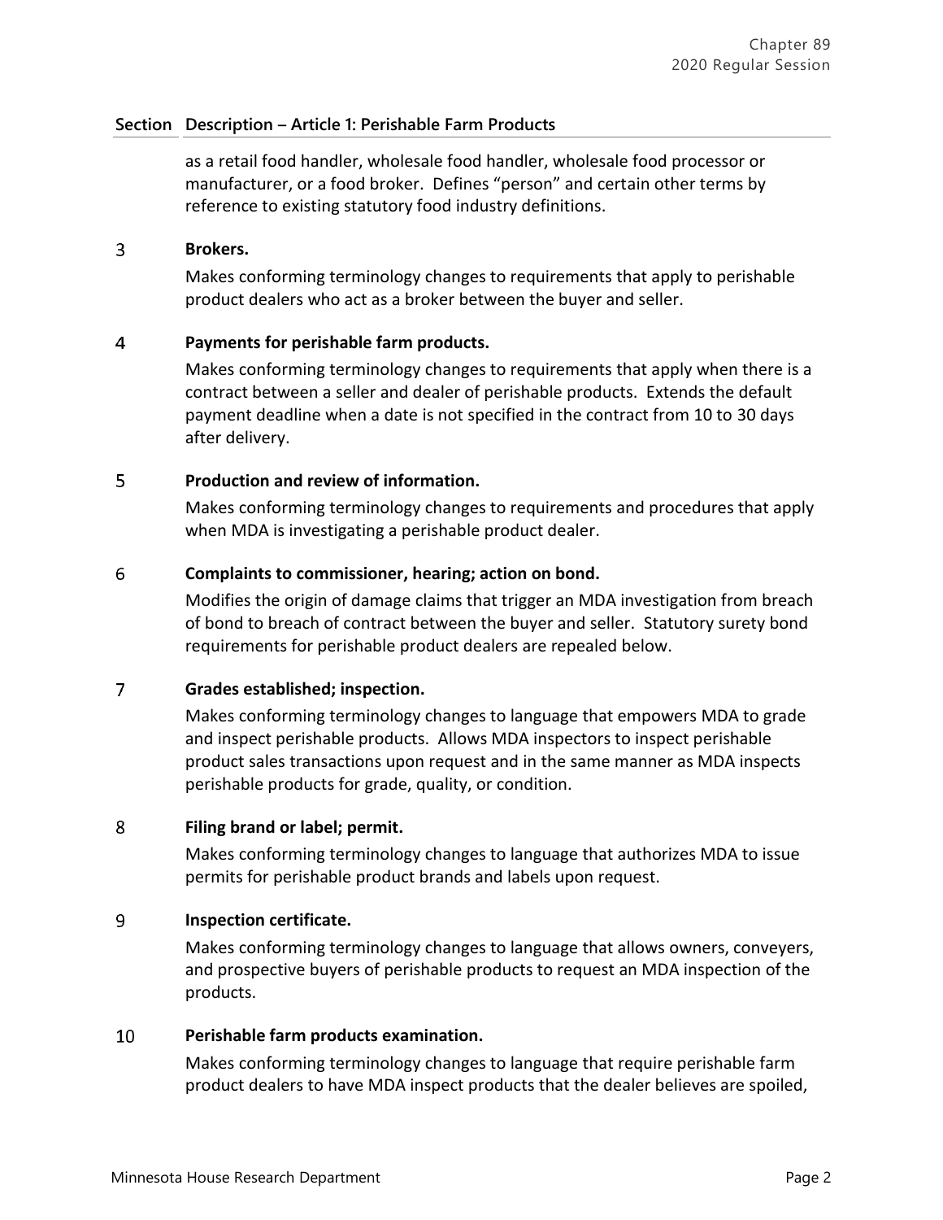| Section | Description – Article 1: Perishable Farm Products |
|---|---|
| | as a retail food handler, wholesale food handler, wholesale food processor or manufacturer, or a food broker. Defines "person" and certain other terms by reference to existing statutory food industry definitions. |
| 3 | **Brokers.**<br>Makes conforming terminology changes to requirements that apply to perishable product dealers who act as a broker between the buyer and seller. |
| 4 | **Payments for perishable farm products.**<br>Makes conforming terminology changes to requirements that apply when there is a contract between a seller and dealer of perishable products. Extends the default payment deadline when a date is not specified in the contract from 10 to 30 days after delivery. |
| 5 | **Production and review of information.**<br>Makes conforming terminology changes to requirements and procedures that apply when MDA is investigating a perishable product dealer. |
| 6 | **Complaints to commissioner, hearing; action on bond.**<br>Modifies the origin of damage claims that trigger an MDA investigation from breach of bond to breach of contract between the buyer and seller. Statutory surety bond requirements for perishable product dealers are repealed below. |
| 7 | **Grades established; inspection.**<br>Makes conforming terminology changes to language that empowers MDA to grade and inspect perishable products. Allows MDA inspectors to inspect perishable product sales transactions upon request and in the same manner as MDA inspects perishable products for grade, quality, or condition. |
| 8 | **Filing brand or label; permit.**<br>Makes conforming terminology changes to language that authorizes MDA to issue permits for perishable product brands and labels upon request. |
| 9 | **Inspection certificate.**<br>Makes conforming terminology changes to language that allows owners, conveyers, and prospective buyers of perishable products to request an MDA inspection of the products. |
| 10 | **Perishable farm products examination.**<br>Makes conforming terminology changes to language that require perishable farm product dealers to have MDA inspect products that the dealer believes are spoiled, |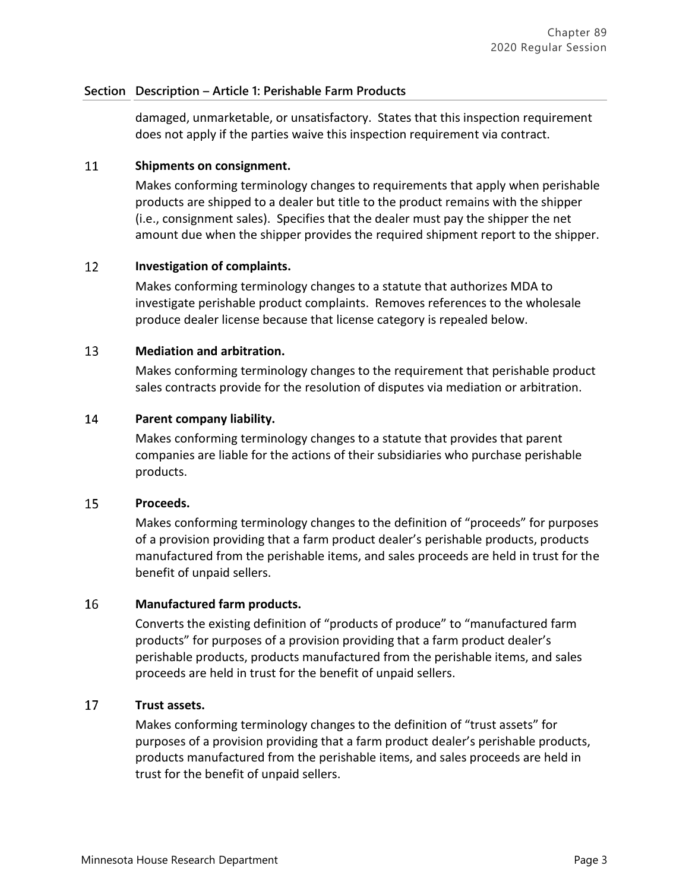| Section | Description – Article 1: Perishable Farm Products |
|---|---|
| | damaged, unmarketable, or unsatisfactory. States that this inspection requirement does not apply if the parties waive this inspection requirement via contract. |
| 11 | **Shipments on consignment.** Makes conforming terminology changes to requirements that apply when perishable products are shipped to a dealer but title to the product remains with the shipper (i.e., consignment sales). Specifies that the dealer must pay the shipper the net amount due when the shipper provides the required shipment report to the shipper. |
| 12 | **Investigation of complaints.** Makes conforming terminology changes to a statute that authorizes MDA to investigate perishable product complaints. Removes references to the wholesale produce dealer license because that license category is repealed below. |
| 13 | **Mediation and arbitration.** Makes conforming terminology changes to the requirement that perishable product sales contracts provide for the resolution of disputes via mediation or arbitration. |
| 14 | **Parent company liability.** Makes conforming terminology changes to a statute that provides that parent companies are liable for the actions of their subsidiaries who purchase perishable products. |
| 15 | **Proceeds.** Makes conforming terminology changes to the definition of "proceeds" for purposes of a provision providing that a farm product dealer's perishable products, products manufactured from the perishable items, and sales proceeds are held in trust for the benefit of unpaid sellers. |
| 16 | **Manufactured farm products.** Converts the existing definition of "products of produce" to "manufactured farm products" for purposes of a provision providing that a farm product dealer's perishable products, products manufactured from the perishable items, and sales proceeds are held in trust for the benefit of unpaid sellers. |
| 17 | **Trust assets.** Makes conforming terminology changes to the definition of "trust assets" for purposes of a provision providing that a farm product dealer's perishable products, products manufactured from the perishable items, and sales proceeds are held in trust for the benefit of unpaid sellers. |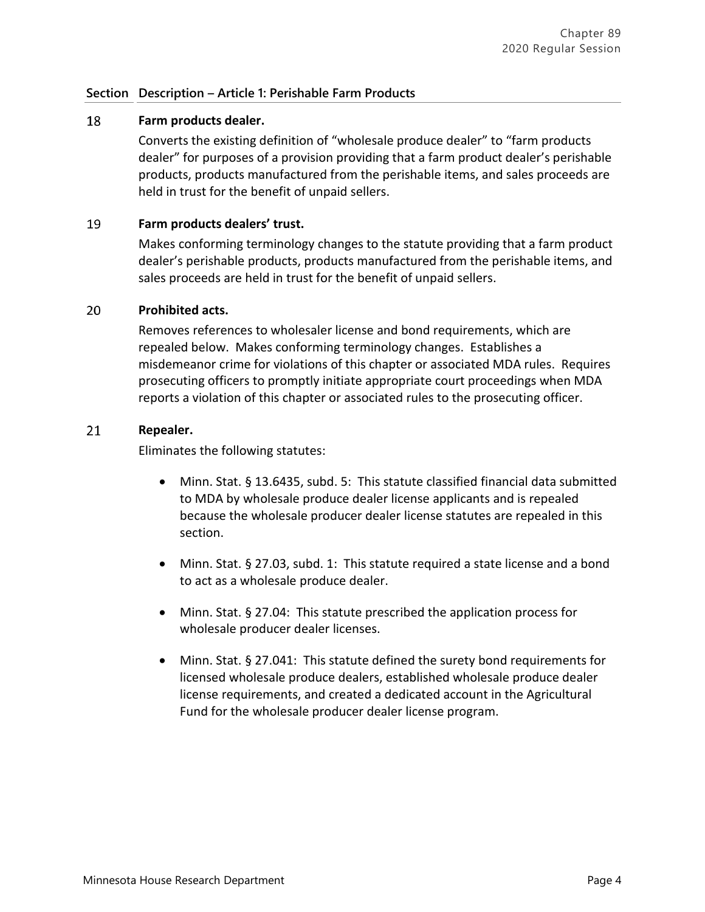| Section | Description – Article 1: Perishable Farm Products |
|---|---|
| 18 | **Farm products dealer.**<br>Converts the existing definition of "wholesale produce dealer" to "farm products dealer" for purposes of a provision providing that a farm product dealer's perishable products, products manufactured from the perishable items, and sales proceeds are held in trust for the benefit of unpaid sellers. |
| 19 | **Farm products dealers' trust.**<br>Makes conforming terminology changes to the statute providing that a farm product dealer's perishable products, products manufactured from the perishable items, and sales proceeds are held in trust for the benefit of unpaid sellers. |
| 20 | **Prohibited acts.**<br>Removes references to wholesaler license and bond requirements, which are repealed below. Makes conforming terminology changes. Establishes a misdemeanor crime for violations of this chapter or associated MDA rules. Requires prosecuting officers to promptly initiate appropriate court proceedings when MDA reports a violation of this chapter or associated rules to the prosecuting officer. |
| 21 | **Repealer.**<br>Eliminates the following statutes:<br>• Minn. Stat. § 13.6435, subd. 5: This statute classified financial data submitted to MDA by wholesale produce dealer license applicants and is repealed because the wholesale producer dealer license statutes are repealed in this section.<br>• Minn. Stat. § 27.03, subd. 1: This statute required a state license and a bond to act as a wholesale produce dealer.<br>• Minn. Stat. § 27.04: This statute prescribed the application process for wholesale producer dealer licenses.<br>• Minn. Stat. § 27.041: This statute defined the surety bond requirements for licensed wholesale produce dealers, established wholesale produce dealer license requirements, and created a dedicated account in the Agricultural Fund for the wholesale producer dealer license program. |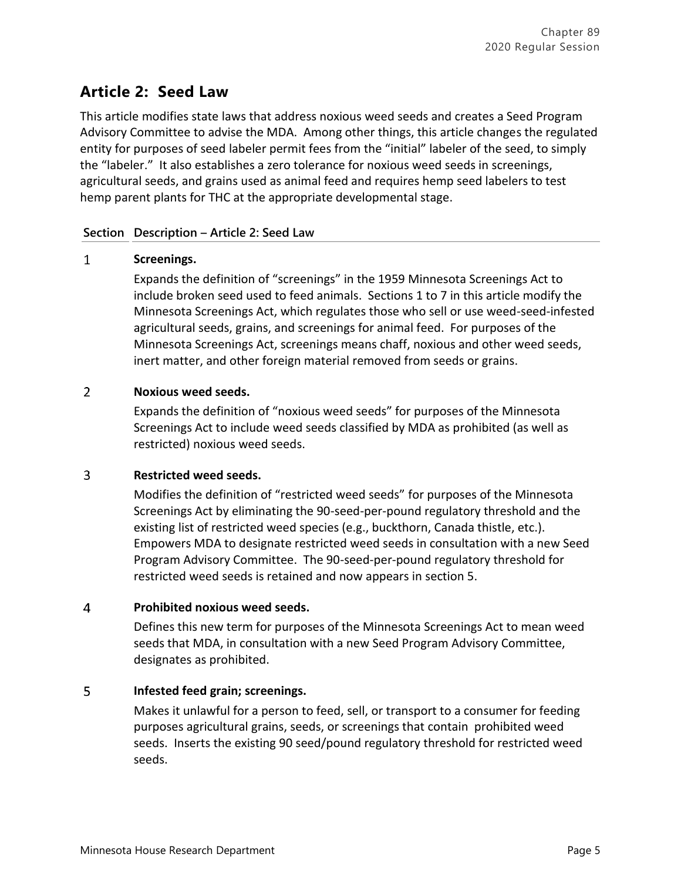## Article 2: Seed Law

This article modifies state laws that address noxious weed seeds and creates a Seed Program Advisory Committee to advise the MDA. Among other things, this article changes the regulated entity for purposes of seed labeler permit fees from the "initial" labeler of the seed, to simply the "labeler." It also establishes a zero tolerance for noxious weed seeds in screenings, agricultural seeds, and grains used as animal feed and requires hemp seed labelers to test hemp parent plants for THC at the appropriate developmental stage.

| Section | Description – Article 2: Seed Law |
|---|---|
| 1 | **Screenings.**<br>Expands the definition of "screenings" in the 1959 Minnesota Screenings Act to include broken seed used to feed animals. Sections 1 to 7 in this article modify the Minnesota Screenings Act, which regulates those who sell or use weed-seed-infested agricultural seeds, grains, and screenings for animal feed. For purposes of the Minnesota Screenings Act, screenings means chaff, noxious and other weed seeds, inert matter, and other foreign material removed from seeds or grains. |
| 2 | **Noxious weed seeds.**<br>Expands the definition of "noxious weed seeds" for purposes of the Minnesota Screenings Act to include weed seeds classified by MDA as prohibited (as well as restricted) noxious weed seeds. |
| 3 | **Restricted weed seeds.**<br>Modifies the definition of "restricted weed seeds" for purposes of the Minnesota Screenings Act by eliminating the 90-seed-per-pound regulatory threshold and the existing list of restricted weed species (e.g., buckthorn, Canada thistle, etc.). Empowers MDA to designate restricted weed seeds in consultation with a new Seed Program Advisory Committee. The 90-seed-per-pound regulatory threshold for restricted weed seeds is retained and now appears in section 5. |
| 4 | **Prohibited noxious weed seeds.**<br>Defines this new term for purposes of the Minnesota Screenings Act to mean weed seeds that MDA, in consultation with a new Seed Program Advisory Committee, designates as prohibited. |
| 5 | **Infested feed grain; screenings.**<br>Makes it unlawful for a person to feed, sell, or transport to a consumer for feeding purposes agricultural grains, seeds, or screenings that contain prohibited weed seeds. Inserts the existing 90 seed/pound regulatory threshold for restricted weed seeds. |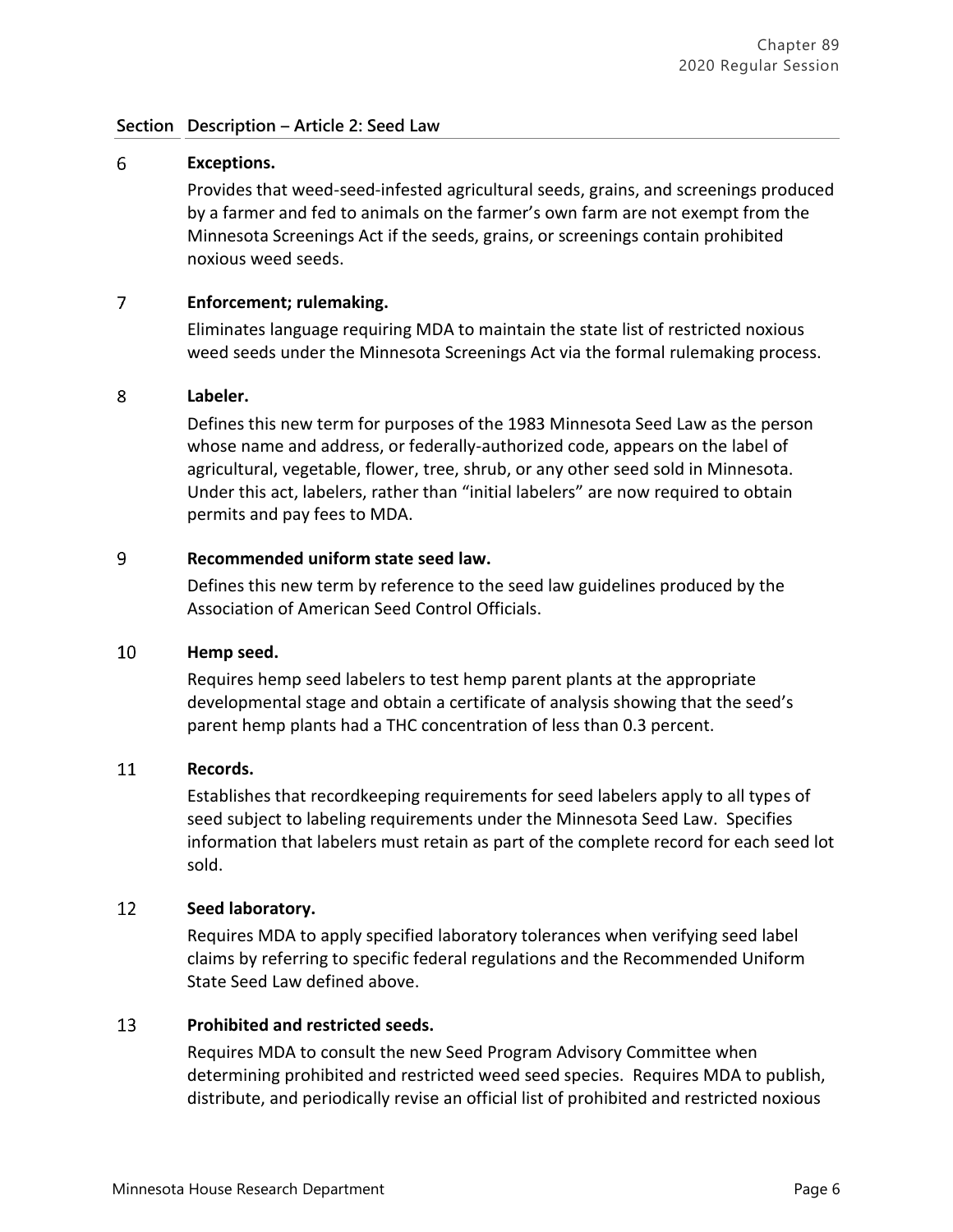| Section | Description – Article 2: Seed Law |
|---|---|
| 6 | **Exceptions.**<br>Provides that weed-seed-infested agricultural seeds, grains, and screenings produced by a farmer and fed to animals on the farmer's own farm are not exempt from the Minnesota Screenings Act if the seeds, grains, or screenings contain prohibited noxious weed seeds. |
| 7 | **Enforcement; rulemaking.**<br>Eliminates language requiring MDA to maintain the state list of restricted noxious weed seeds under the Minnesota Screenings Act via the formal rulemaking process. |
| 8 | **Labeler.**<br>Defines this new term for purposes of the 1983 Minnesota Seed Law as the person whose name and address, or federally-authorized code, appears on the label of agricultural, vegetable, flower, tree, shrub, or any other seed sold in Minnesota. Under this act, labelers, rather than "initial labelers" are now required to obtain permits and pay fees to MDA. |
| 9 | **Recommended uniform state seed law.**<br>Defines this new term by reference to the seed law guidelines produced by the Association of American Seed Control Officials. |
| 10 | **Hemp seed.**<br>Requires hemp seed labelers to test hemp parent plants at the appropriate developmental stage and obtain a certificate of analysis showing that the seed's parent hemp plants had a THC concentration of less than 0.3 percent. |
| 11 | **Records.**<br>Establishes that recordkeeping requirements for seed labelers apply to all types of seed subject to labeling requirements under the Minnesota Seed Law. Specifies information that labelers must retain as part of the complete record for each seed lot sold. |
| 12 | **Seed laboratory.**<br>Requires MDA to apply specified laboratory tolerances when verifying seed label claims by referring to specific federal regulations and the Recommended Uniform State Seed Law defined above. |
| 13 | **Prohibited and restricted seeds.**<br>Requires MDA to consult the new Seed Program Advisory Committee when determining prohibited and restricted weed seed species. Requires MDA to publish, distribute, and periodically revise an official list of prohibited and restricted noxious |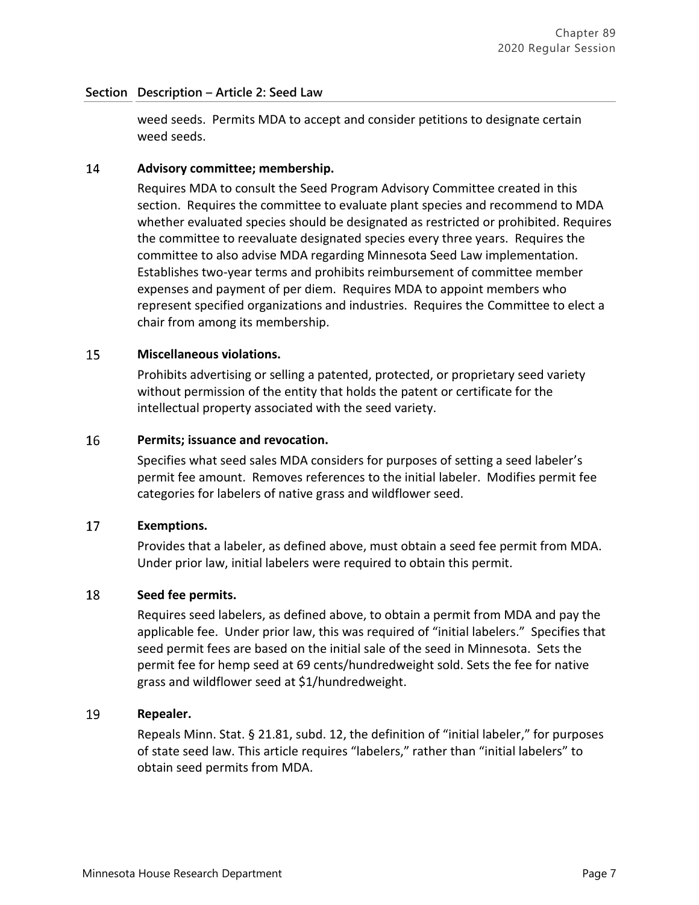| Section | Description – Article 2: Seed Law |
|---|---|
| | weed seeds. Permits MDA to accept and consider petitions to designate certain weed seeds. |
| 14 | **Advisory committee; membership.**<br>Requires MDA to consult the Seed Program Advisory Committee created in this section. Requires the committee to evaluate plant species and recommend to MDA whether evaluated species should be designated as restricted or prohibited. Requires the committee to reevaluate designated species every three years. Requires the committee to also advise MDA regarding Minnesota Seed Law implementation. Establishes two-year terms and prohibits reimbursement of committee member expenses and payment of per diem. Requires MDA to appoint members who represent specified organizations and industries. Requires the Committee to elect a chair from among its membership. |
| 15 | **Miscellaneous violations.**<br>Prohibits advertising or selling a patented, protected, or proprietary seed variety without permission of the entity that holds the patent or certificate for the intellectual property associated with the seed variety. |
| 16 | **Permits; issuance and revocation.**<br>Specifies what seed sales MDA considers for purposes of setting a seed labeler's permit fee amount. Removes references to the initial labeler. Modifies permit fee categories for labelers of native grass and wildflower seed. |
| 17 | **Exemptions.**<br>Provides that a labeler, as defined above, must obtain a seed fee permit from MDA. Under prior law, initial labelers were required to obtain this permit. |
| 18 | **Seed fee permits.**<br>Requires seed labelers, as defined above, to obtain a permit from MDA and pay the applicable fee. Under prior law, this was required of "initial labelers." Specifies that seed permit fees are based on the initial sale of the seed in Minnesota. Sets the permit fee for hemp seed at 69 cents/hundredweight sold. Sets the fee for native grass and wildflower seed at $1/hundredweight. |
| 19 | **Repealer.**<br>Repeals Minn. Stat. § 21.81, subd. 12, the definition of "initial labeler," for purposes of state seed law. This article requires "labelers," rather than "initial labelers" to obtain seed permits from MDA. |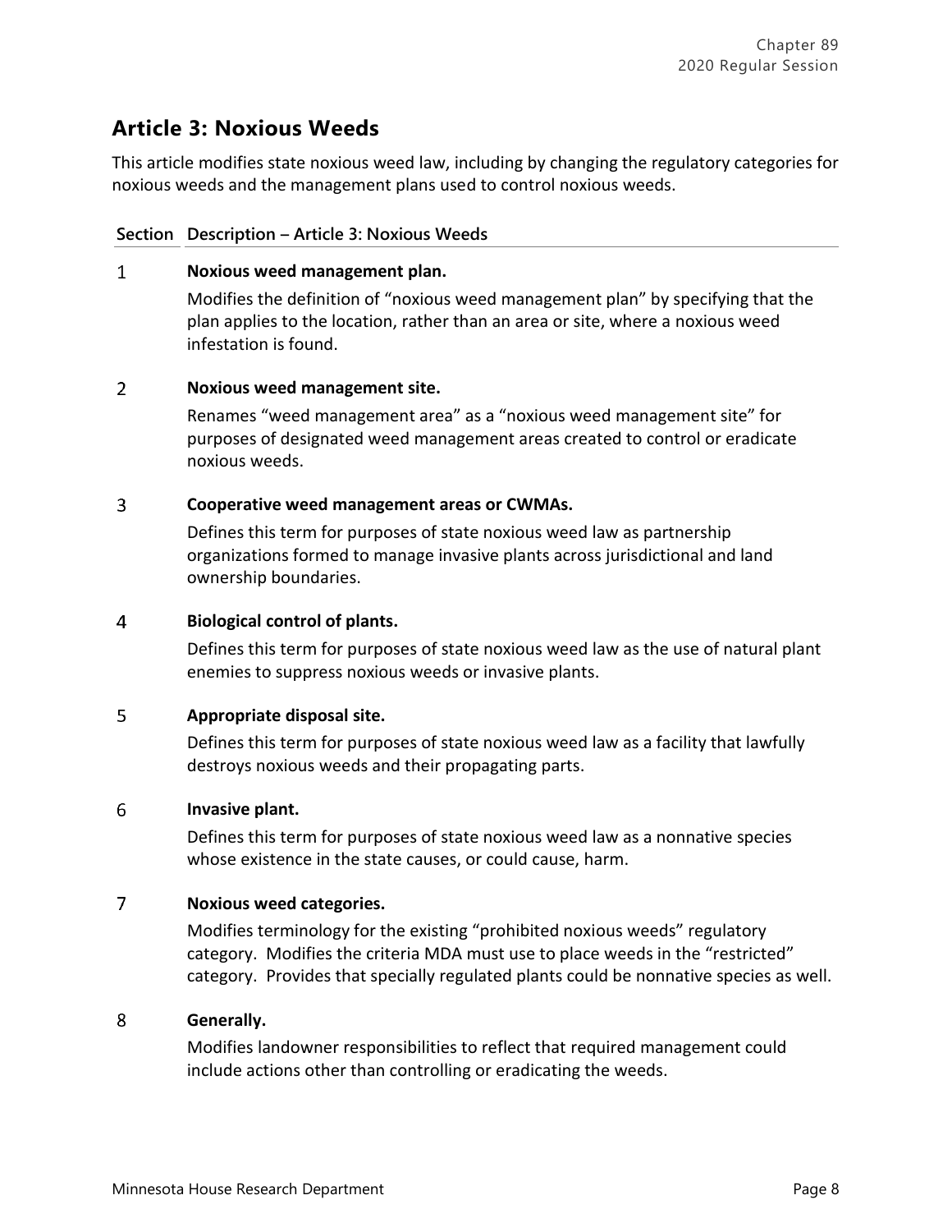## Article 3: Noxious Weeds

This article modifies state noxious weed law, including by changing the regulatory categories for noxious weeds and the management plans used to control noxious weeds.

| Section | Description – Article 3: Noxious Weeds |
|---|---|
| 1 | **Noxious weed management plan.**<br>Modifies the definition of "noxious weed management plan" by specifying that the plan applies to the location, rather than an area or site, where a noxious weed infestation is found. |
| 2 | **Noxious weed management site.**<br>Renames "weed management area" as a "noxious weed management site" for purposes of designated weed management areas created to control or eradicate noxious weeds. |
| 3 | **Cooperative weed management areas or CWMAs.**<br>Defines this term for purposes of state noxious weed law as partnership organizations formed to manage invasive plants across jurisdictional and land ownership boundaries. |
| 4 | **Biological control of plants.**<br>Defines this term for purposes of state noxious weed law as the use of natural plant enemies to suppress noxious weeds or invasive plants. |
| 5 | **Appropriate disposal site.**<br>Defines this term for purposes of state noxious weed law as a facility that lawfully destroys noxious weeds and their propagating parts. |
| 6 | **Invasive plant.**<br>Defines this term for purposes of state noxious weed law as a nonnative species whose existence in the state causes, or could cause, harm. |
| 7 | **Noxious weed categories.**<br>Modifies terminology for the existing "prohibited noxious weeds" regulatory category. Modifies the criteria MDA must use to place weeds in the "restricted" category. Provides that specially regulated plants could be nonnative species as well. |
| 8 | **Generally.**<br>Modifies landowner responsibilities to reflect that required management could include actions other than controlling or eradicating the weeds. |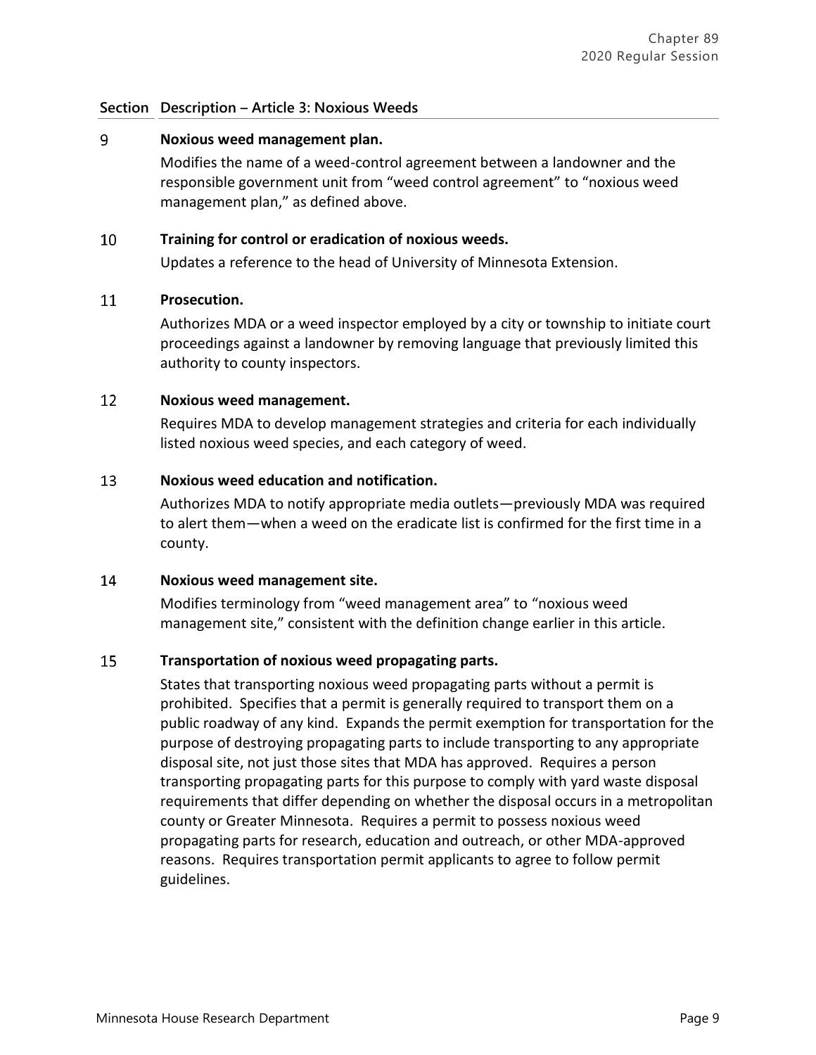| Section | Description – Article 3: Noxious Weeds |
|---|---|
| 9 | **Noxious weed management plan.**<br>Modifies the name of a weed-control agreement between a landowner and the responsible government unit from "weed control agreement" to "noxious weed management plan," as defined above. |
| 10 | **Training for control or eradication of noxious weeds.**<br>Updates a reference to the head of University of Minnesota Extension. |
| 11 | **Prosecution.**<br>Authorizes MDA or a weed inspector employed by a city or township to initiate court proceedings against a landowner by removing language that previously limited this authority to county inspectors. |
| 12 | **Noxious weed management.**<br>Requires MDA to develop management strategies and criteria for each individually listed noxious weed species, and each category of weed. |
| 13 | **Noxious weed education and notification.**<br>Authorizes MDA to notify appropriate media outlets—previously MDA was required to alert them—when a weed on the eradicate list is confirmed for the first time in a county. |
| 14 | **Noxious weed management site.**<br>Modifies terminology from "weed management area" to "noxious weed management site," consistent with the definition change earlier in this article. |
| 15 | **Transportation of noxious weed propagating parts.**<br>States that transporting noxious weed propagating parts without a permit is prohibited. Specifies that a permit is generally required to transport them on a public roadway of any kind. Expands the permit exemption for transportation for the purpose of destroying propagating parts to include transporting to any appropriate disposal site, not just those sites that MDA has approved. Requires a person transporting propagating parts for this purpose to comply with yard waste disposal requirements that differ depending on whether the disposal occurs in a metropolitan county or Greater Minnesota. Requires a permit to possess noxious weed propagating parts for research, education and outreach, or other MDA-approved reasons. Requires transportation permit applicants to agree to follow permit guidelines. |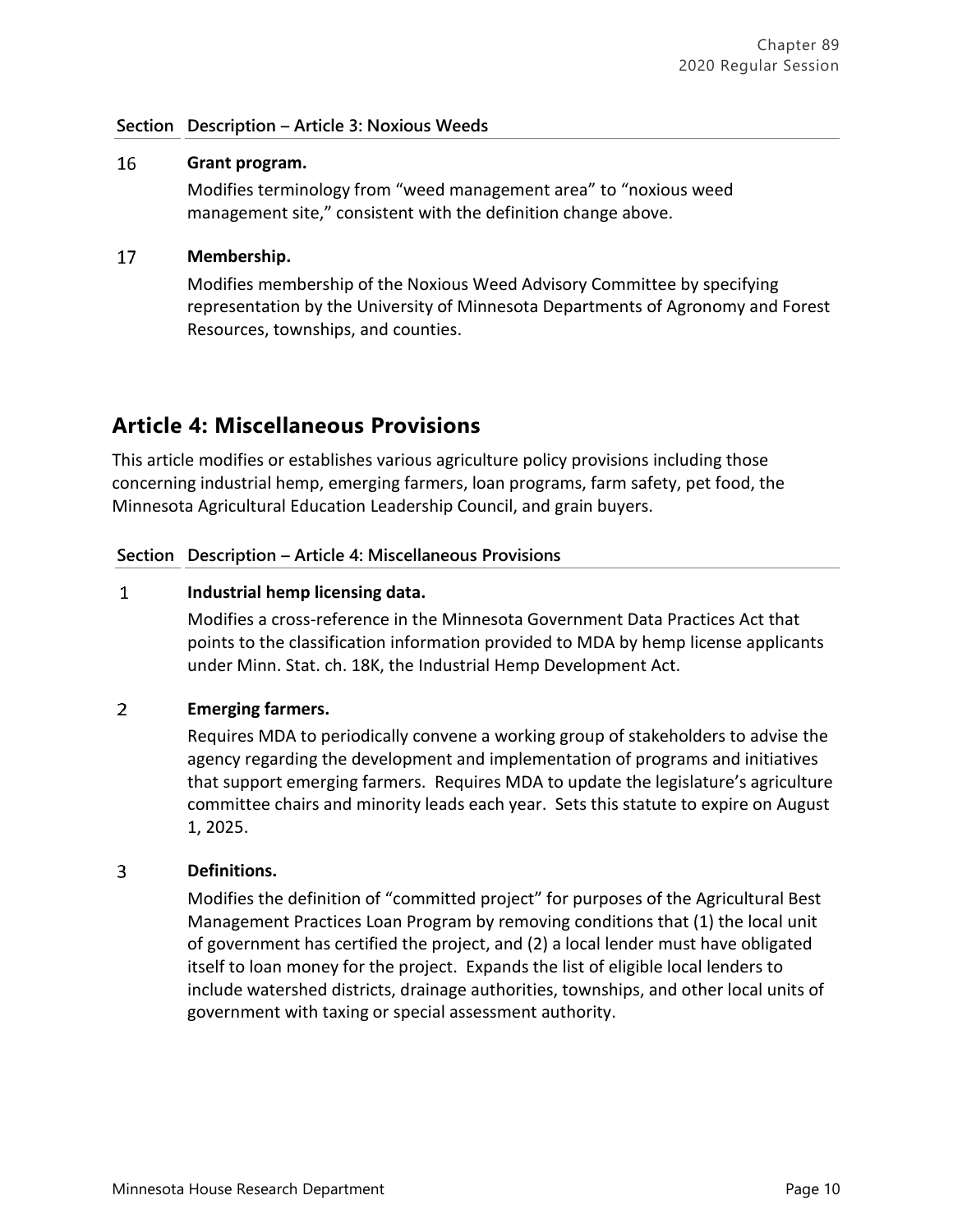| Section | Description – Article 3: Noxious Weeds |
|---|---|
| 16 | **Grant program.**<br>Modifies terminology from “weed management area” to “noxious weed management site,” consistent with the definition change above. |
| 17 | **Membership.**<br>Modifies membership of the Noxious Weed Advisory Committee by specifying representation by the University of Minnesota Departments of Agronomy and Forest Resources, townships, and counties. |

## Article 4: Miscellaneous Provisions

This article modifies or establishes various agriculture policy provisions including those concerning industrial hemp, emerging farmers, loan programs, farm safety, pet food, the Minnesota Agricultural Education Leadership Council, and grain buyers.

| Section | Description – Article 4: Miscellaneous Provisions |
|---|---|
| 1 | **Industrial hemp licensing data.**<br>Modifies a cross-reference in the Minnesota Government Data Practices Act that points to the classification information provided to MDA by hemp license applicants under Minn. Stat. ch. 18K, the Industrial Hemp Development Act. |
| 2 | **Emerging farmers.**<br>Requires MDA to periodically convene a working group of stakeholders to advise the agency regarding the development and implementation of programs and initiatives that support emerging farmers. Requires MDA to update the legislature’s agriculture committee chairs and minority leads each year. Sets this statute to expire on August 1, 2025. |
| 3 | **Definitions.**<br>Modifies the definition of “committed project” for purposes of the Agricultural Best Management Practices Loan Program by removing conditions that (1) the local unit of government has certified the project, and (2) a local lender must have obligated itself to loan money for the project. Expands the list of eligible local lenders to include watershed districts, drainage authorities, townships, and other local units of government with taxing or special assessment authority. |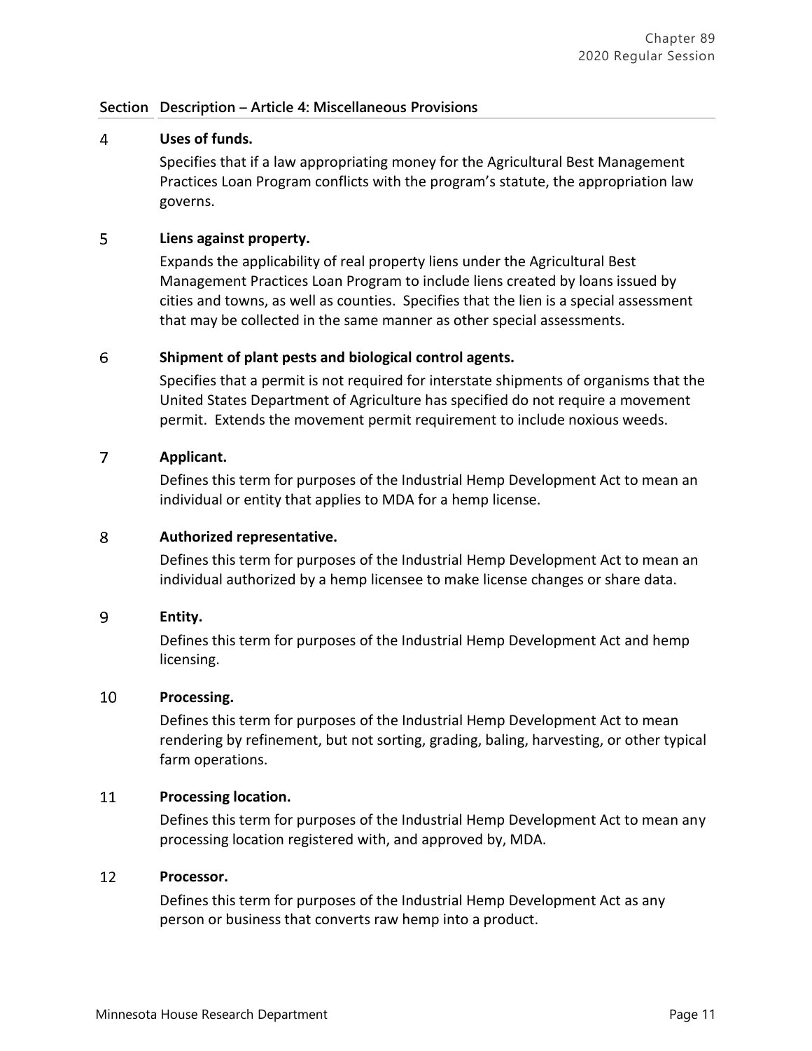| Section | Description – Article 4: Miscellaneous Provisions |
|---|---|
| 4 | **Uses of funds.**<br>Specifies that if a law appropriating money for the Agricultural Best Management Practices Loan Program conflicts with the program's statute, the appropriation law governs. |
| 5 | **Liens against property.**<br>Expands the applicability of real property liens under the Agricultural Best Management Practices Loan Program to include liens created by loans issued by cities and towns, as well as counties. Specifies that the lien is a special assessment that may be collected in the same manner as other special assessments. |
| 6 | **Shipment of plant pests and biological control agents.**<br>Specifies that a permit is not required for interstate shipments of organisms that the United States Department of Agriculture has specified do not require a movement permit. Extends the movement permit requirement to include noxious weeds. |
| 7 | **Applicant.**<br>Defines this term for purposes of the Industrial Hemp Development Act to mean an individual or entity that applies to MDA for a hemp license. |
| 8 | **Authorized representative.**<br>Defines this term for purposes of the Industrial Hemp Development Act to mean an individual authorized by a hemp licensee to make license changes or share data. |
| 9 | **Entity.**<br>Defines this term for purposes of the Industrial Hemp Development Act and hemp licensing. |
| 10 | **Processing.**<br>Defines this term for purposes of the Industrial Hemp Development Act to mean rendering by refinement, but not sorting, grading, baling, harvesting, or other typical farm operations. |
| 11 | **Processing location.**<br>Defines this term for purposes of the Industrial Hemp Development Act to mean any processing location registered with, and approved by, MDA. |
| 12 | **Processor.**<br>Defines this term for purposes of the Industrial Hemp Development Act as any person or business that converts raw hemp into a product. |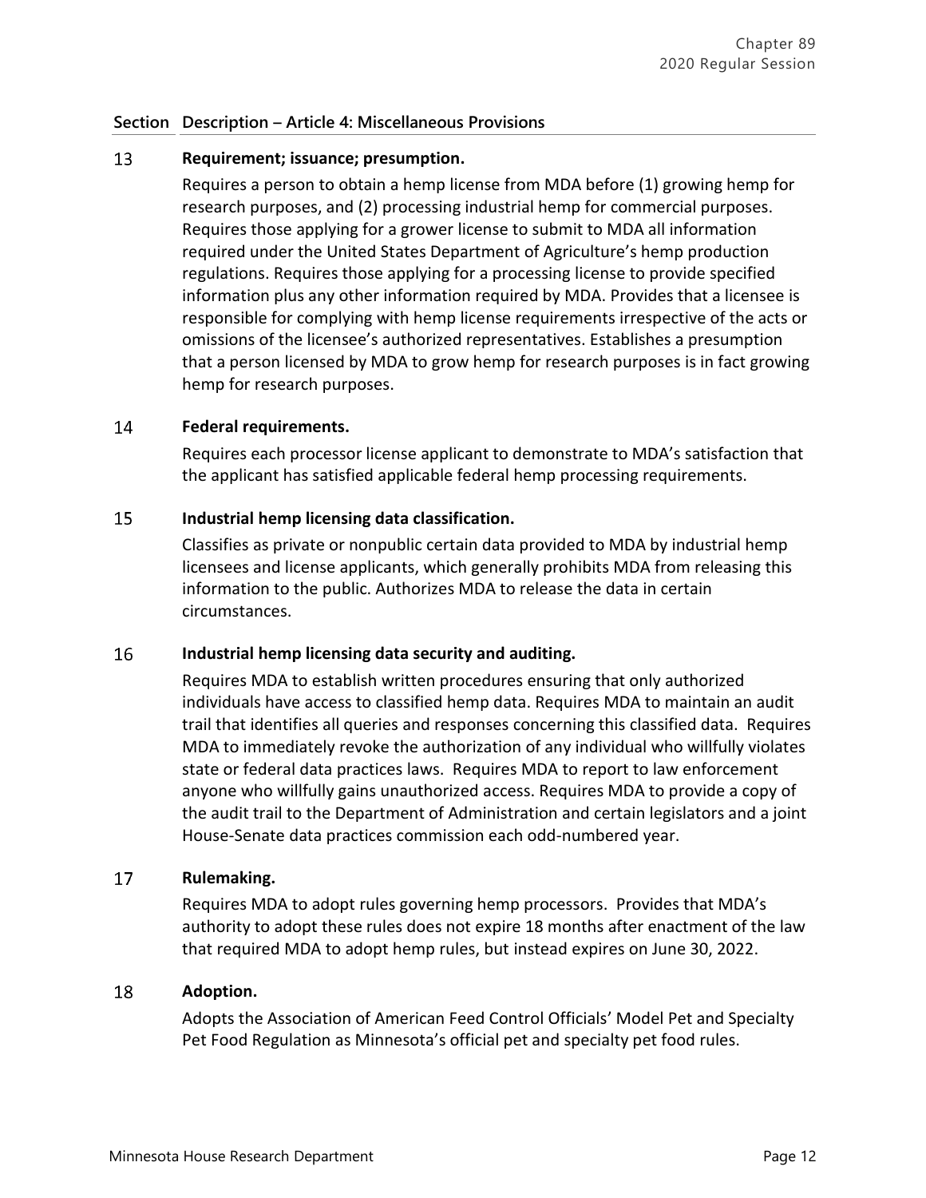| Section | Description – Article 4: Miscellaneous Provisions |
|---|---|
| 13 | **Requirement; issuance; presumption.**<br>Requires a person to obtain a hemp license from MDA before (1) growing hemp for research purposes, and (2) processing industrial hemp for commercial purposes. Requires those applying for a grower license to submit to MDA all information required under the United States Department of Agriculture's hemp production regulations. Requires those applying for a processing license to provide specified information plus any other information required by MDA. Provides that a licensee is responsible for complying with hemp license requirements irrespective of the acts or omissions of the licensee's authorized representatives. Establishes a presumption that a person licensed by MDA to grow hemp for research purposes is in fact growing hemp for research purposes. |
| 14 | **Federal requirements.**<br>Requires each processor license applicant to demonstrate to MDA's satisfaction that the applicant has satisfied applicable federal hemp processing requirements. |
| 15 | **Industrial hemp licensing data classification.**<br>Classifies as private or nonpublic certain data provided to MDA by industrial hemp licensees and license applicants, which generally prohibits MDA from releasing this information to the public. Authorizes MDA to release the data in certain circumstances. |
| 16 | **Industrial hemp licensing data security and auditing.**<br>Requires MDA to establish written procedures ensuring that only authorized individuals have access to classified hemp data. Requires MDA to maintain an audit trail that identifies all queries and responses concerning this classified data. Requires MDA to immediately revoke the authorization of any individual who willfully violates state or federal data practices laws. Requires MDA to report to law enforcement anyone who willfully gains unauthorized access. Requires MDA to provide a copy of the audit trail to the Department of Administration and certain legislators and a joint House-Senate data practices commission each odd-numbered year. |
| 17 | **Rulemaking.**<br>Requires MDA to adopt rules governing hemp processors. Provides that MDA's authority to adopt these rules does not expire 18 months after enactment of the law that required MDA to adopt hemp rules, but instead expires on June 30, 2022. |
| 18 | **Adoption.**<br>Adopts the Association of American Feed Control Officials' Model Pet and Specialty Pet Food Regulation as Minnesota's official pet and specialty pet food rules. |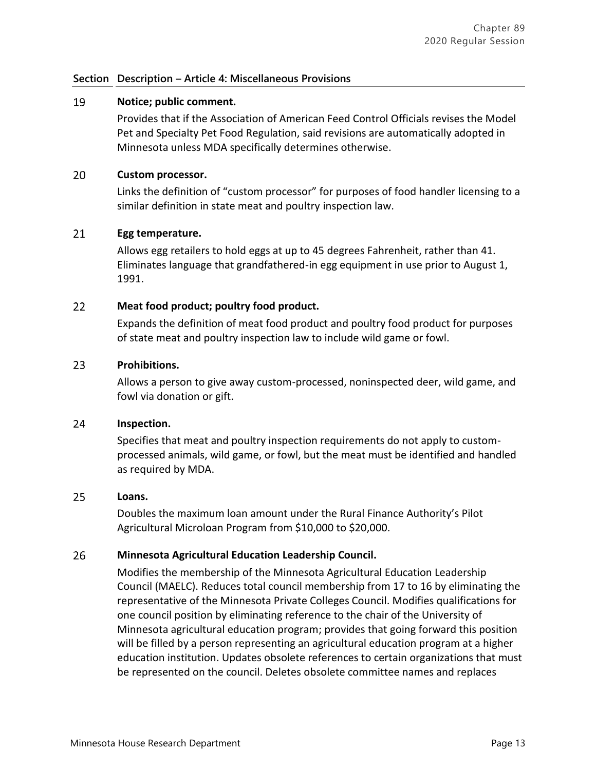| Section | Description – Article 4: Miscellaneous Provisions |
|---|---|
| 19 | **Notice; public comment.**<br>Provides that if the Association of American Feed Control Officials revises the Model Pet and Specialty Pet Food Regulation, said revisions are automatically adopted in Minnesota unless MDA specifically determines otherwise. |
| 20 | **Custom processor.**<br>Links the definition of "custom processor" for purposes of food handler licensing to a similar definition in state meat and poultry inspection law. |
| 21 | **Egg temperature.**<br>Allows egg retailers to hold eggs at up to 45 degrees Fahrenheit, rather than 41. Eliminates language that grandfathered-in egg equipment in use prior to August 1, 1991. |
| 22 | **Meat food product; poultry food product.**<br>Expands the definition of meat food product and poultry food product for purposes of state meat and poultry inspection law to include wild game or fowl. |
| 23 | **Prohibitions.**<br>Allows a person to give away custom-processed, noninspected deer, wild game, and fowl via donation or gift. |
| 24 | **Inspection.**<br>Specifies that meat and poultry inspection requirements do not apply to custom-processed animals, wild game, or fowl, but the meat must be identified and handled as required by MDA. |
| 25 | **Loans.**<br>Doubles the maximum loan amount under the Rural Finance Authority's Pilot Agricultural Microloan Program from $10,000 to $20,000. |
| 26 | **Minnesota Agricultural Education Leadership Council.**<br>Modifies the membership of the Minnesota Agricultural Education Leadership Council (MAELC). Reduces total council membership from 17 to 16 by eliminating the representative of the Minnesota Private Colleges Council. Modifies qualifications for one council position by eliminating reference to the chair of the University of Minnesota agricultural education program; provides that going forward this position will be filled by a person representing an agricultural education program at a higher education institution. Updates obsolete references to certain organizations that must be represented on the council. Deletes obsolete committee names and replaces |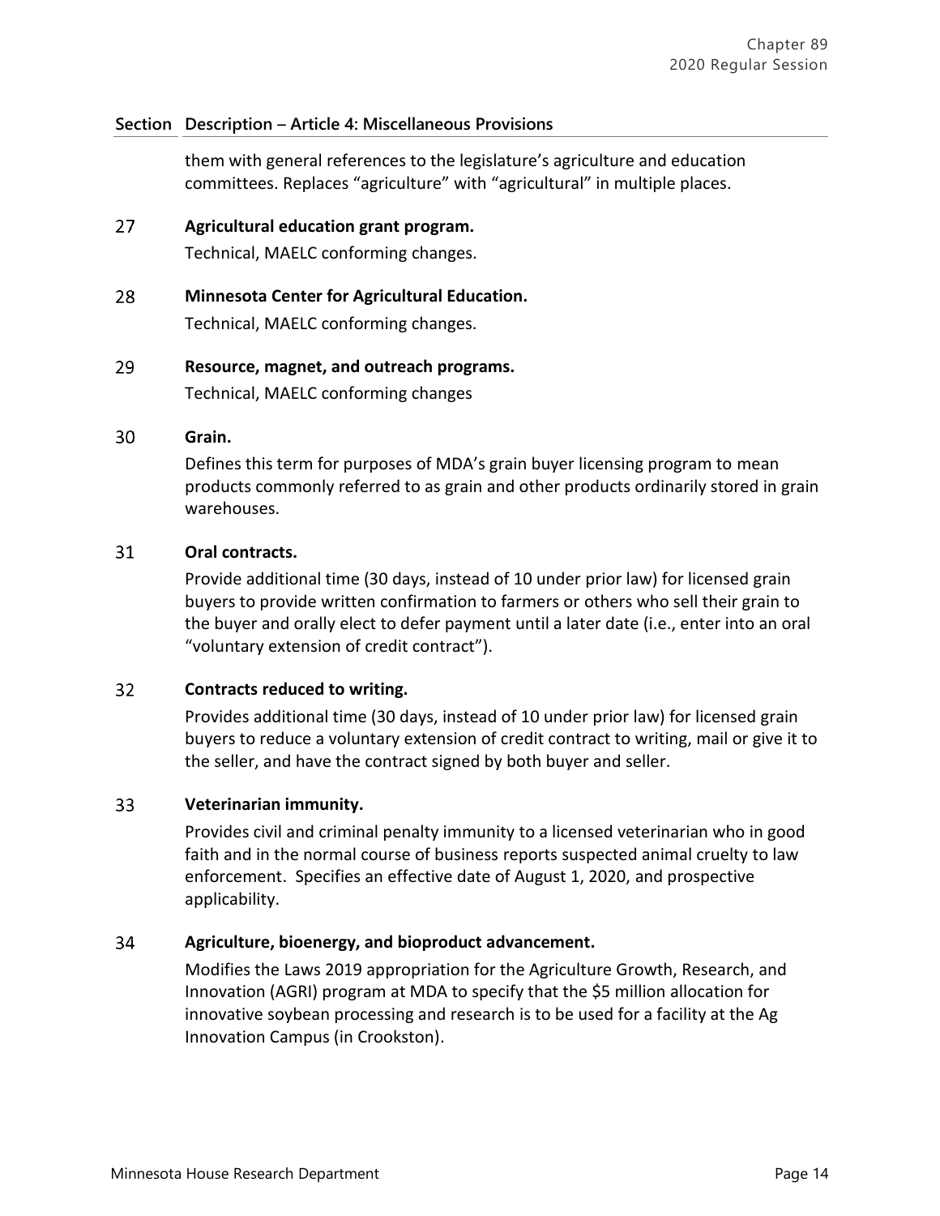| Section | Description – Article 4: Miscellaneous Provisions |
|---|---|
| | them with general references to the legislature's agriculture and education committees. Replaces "agriculture" with "agricultural" in multiple places. |
| 27 | **Agricultural education grant program.**<br>Technical, MAELC conforming changes. |
| 28 | **Minnesota Center for Agricultural Education.**<br>Technical, MAELC conforming changes. |
| 29 | **Resource, magnet, and outreach programs.**<br>Technical, MAELC conforming changes |
| 30 | **Grain.**<br>Defines this term for purposes of MDA's grain buyer licensing program to mean products commonly referred to as grain and other products ordinarily stored in grain warehouses. |
| 31 | **Oral contracts.**<br>Provide additional time (30 days, instead of 10 under prior law) for licensed grain buyers to provide written confirmation to farmers or others who sell their grain to the buyer and orally elect to defer payment until a later date (i.e., enter into an oral "voluntary extension of credit contract"). |
| 32 | **Contracts reduced to writing.**<br>Provides additional time (30 days, instead of 10 under prior law) for licensed grain buyers to reduce a voluntary extension of credit contract to writing, mail or give it to the seller, and have the contract signed by both buyer and seller. |
| 33 | **Veterinarian immunity.**<br>Provides civil and criminal penalty immunity to a licensed veterinarian who in good faith and in the normal course of business reports suspected animal cruelty to law enforcement. Specifies an effective date of August 1, 2020, and prospective applicability. |
| 34 | **Agriculture, bioenergy, and bioproduct advancement.**<br>Modifies the Laws 2019 appropriation for the Agriculture Growth, Research, and Innovation (AGRI) program at MDA to specify that the $5 million allocation for innovative soybean processing and research is to be used for a facility at the Ag Innovation Campus (in Crookston). |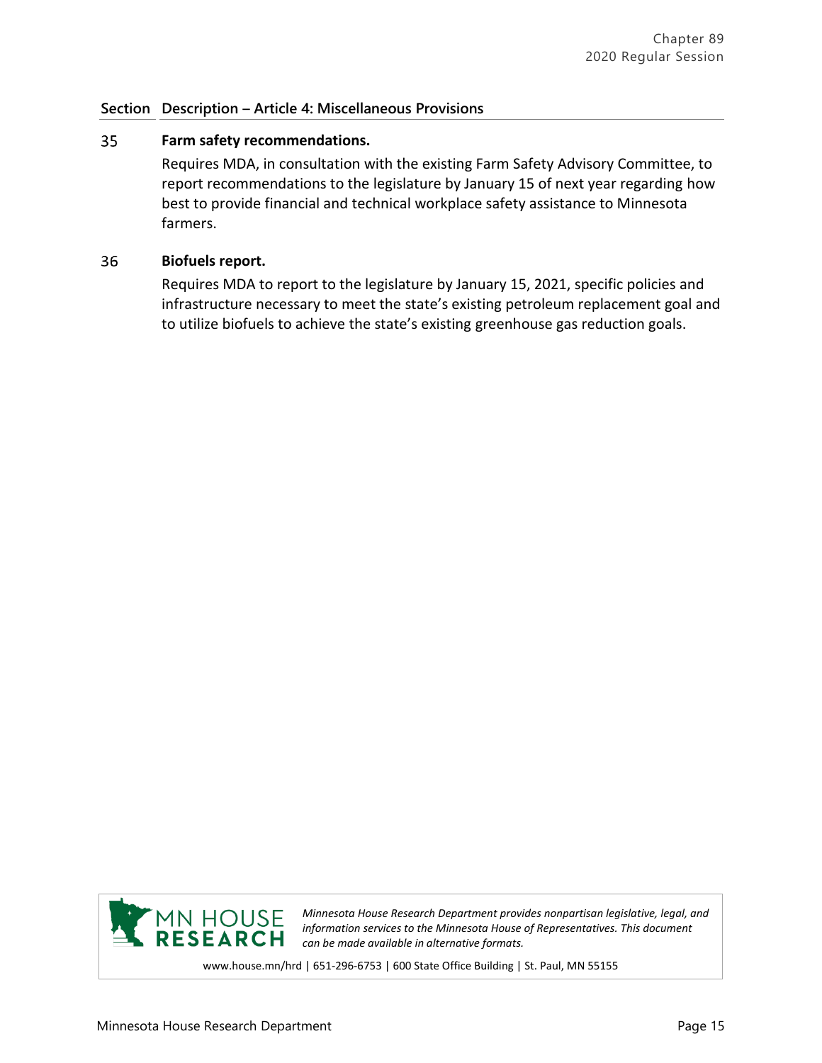| Section | Description – Article 4: Miscellaneous Provisions |
|---|---|
| 35 | **Farm safety recommendations.**<br>Requires MDA, in consultation with the existing Farm Safety Advisory Committee, to report recommendations to the legislature by January 15 of next year regarding how best to provide financial and technical workplace safety assistance to Minnesota farmers. |
| 36 | **Biofuels report.**<br>Requires MDA to report to the legislature by January 15, 2021, specific policies and infrastructure necessary to meet the state's existing petroleum replacement goal and to utilize biofuels to achieve the state's existing greenhouse gas reduction goals. |

MN HOUSE RESEARCH

*Minnesota House Research Department provides nonpartisan legislative, legal, and information services to the Minnesota House of Representatives. This document can be made available in alternative formats.*

www.house.mn/hrd | 651-296-6753 | 600 State Office Building | St. Paul, MN 55155